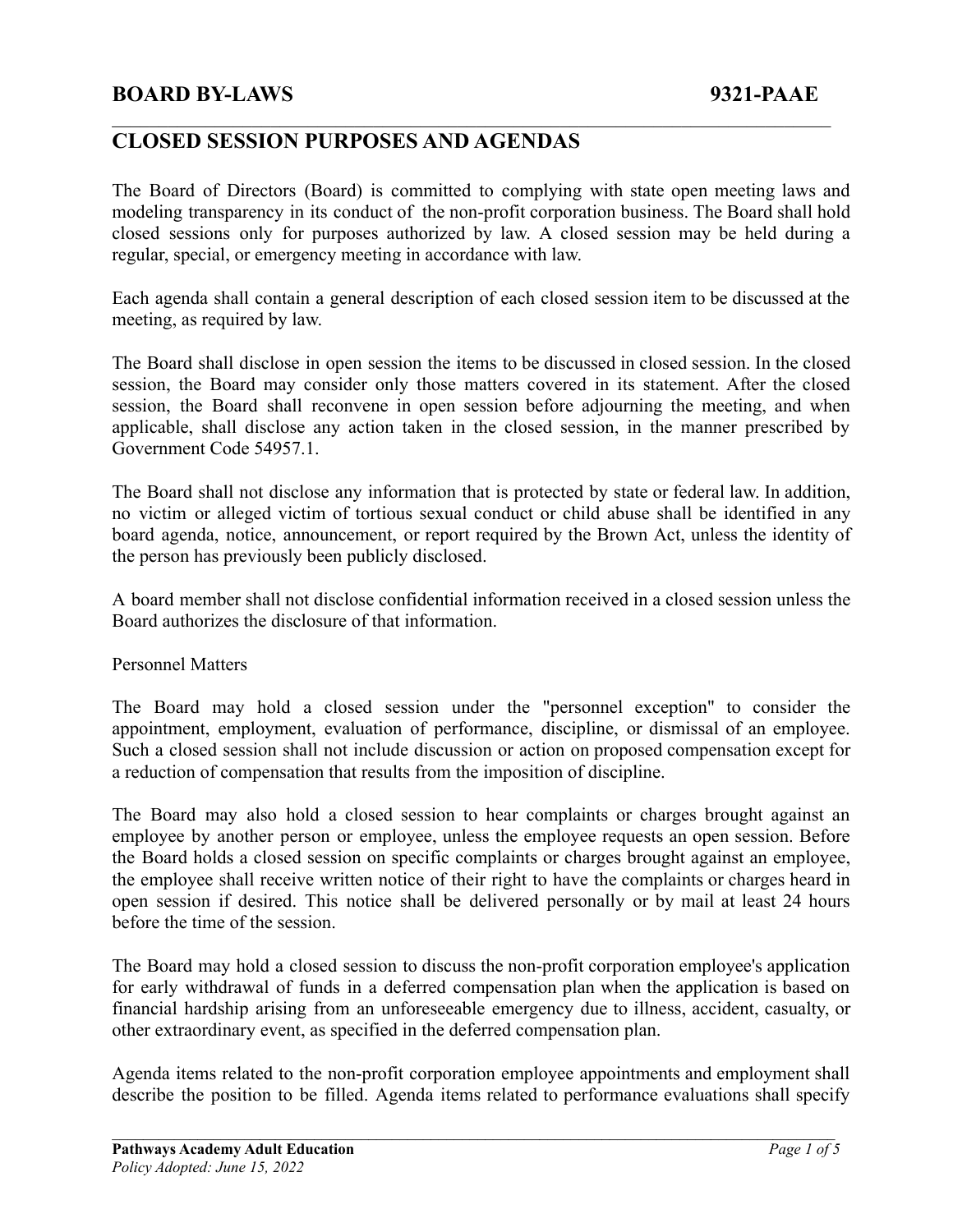# BOARD BY-LAWS 9321-PAAE

## CLOSED SESSION PURPOSES AND AGENDAS

The Board of Directors (Board) is committed to complying with state open meeting laws and modeling transparency in its conduct of the non-profit corporation business. The Board shall hold closed sessions only for purposes authorized by law. A closed session may be held during a regular, special, or emergency meeting in accordance with law.

Each agenda shall contain a general description of each closed session item to be discussed at the meeting, as required by law.

The Board shall disclose in open session the items to be discussed in closed session. In the closed session, the Board may consider only those matters covered in its statement. After the closed session, the Board shall reconvene in open session before adjourning the meeting, and when applicable, shall disclose any action taken in the closed session, in the manner prescribed by Government Code 54957.1.

The Board shall not disclose any information that is protected by state or federal law. In addition, no victim or alleged victim of tortious sexual conduct or child abuse shall be identified in any board agenda, notice, announcement, or report required by the Brown Act, unless the identity of the person has previously been publicly disclosed.

A board member shall not disclose confidential information received in a closed session unless the Board authorizes the disclosure of that information.

Personnel Matters

The Board may hold a closed session under the "personnel exception" to consider the appointment, employment, evaluation of performance, discipline, or dismissal of an employee. Such a closed session shall not include discussion or action on proposed compensation except for a reduction of compensation that results from the imposition of discipline.

The Board may also hold a closed session to hear complaints or charges brought against an employee by another person or employee, unless the employee requests an open session. Before the Board holds a closed session on specific complaints or charges brought against an employee, the employee shall receive written notice of their right to have the complaints or charges heard in open session if desired. This notice shall be delivered personally or by mail at least 24 hours before the time of the session.

The Board may hold a closed session to discuss the non-profit corporation employee's application for early withdrawal of funds in a deferred compensation plan when the application is based on financial hardship arising from an unforeseeable emergency due to illness, accident, casualty, or other extraordinary event, as specified in the deferred compensation plan.

Agenda items related to the non-profit corporation employee appointments and employment shall describe the position to be filled. Agenda items related to performance evaluations shall specify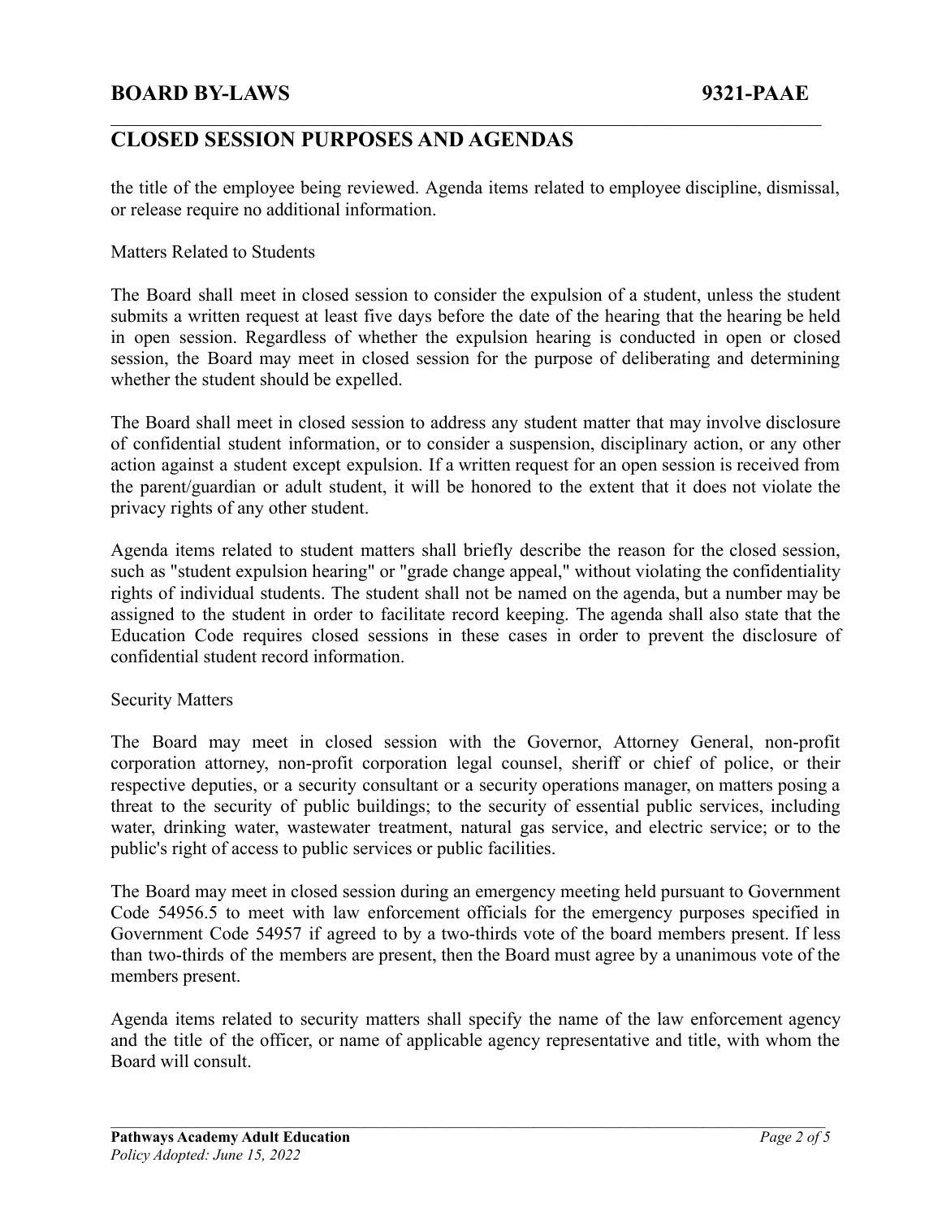the title of the employee being reviewed. Agenda items related to employee discipline, dismissal, or release require no additional information.

Matters Related to Students

The Board shall meet in closed session to consider the expulsion of a student, unless the student submits a written request at least five days before the date of the hearing that the hearing be held in open session. Regardless of whether the expulsion hearing is conducted in open or closed session, the Board may meet in closed session for the purpose of deliberating and determining whether the student should be expelled.

The Board shall meet in closed session to address any student matter that may involve disclosure of confidential student information, or to consider a suspension, disciplinary action, or any other action against a student except expulsion. If a written request for an open session is received from the parent/guardian or adult student, it will be honored to the extent that it does not violate the privacy rights of any other student.

Agenda items related to student matters shall briefly describe the reason for the closed session, such as "student expulsion hearing" or "grade change appeal," without violating the confidentiality rights of individual students. The student shall not be named on the agenda, but a number may be assigned to the student in order to facilitate record keeping. The agenda shall also state that the Education Code requires closed sessions in these cases in order to prevent the disclosure of confidential student record information.

Security Matters

The Board may meet in closed session with the Governor, Attorney General, non-profit corporation attorney, non-profit corporation legal counsel, sheriff or chief of police, or their respective deputies, or a security consultant or a security operations manager, on matters posing a threat to the security of public buildings; to the security of essential public services, including water, drinking water, wastewater treatment, natural gas service, and electric service; or to the public's right of access to public services or public facilities.

The Board may meet in closed session during an emergency meeting held pursuant to Government Code 54956.5 to meet with law enforcement officials for the emergency purposes specified in Government Code 54957 if agreed to by a two-thirds vote of the board members present. If less than two-thirds of the members are present, then the Board must agree by a unanimous vote of the members present.

Agenda items related to security matters shall specify the name of the law enforcement agency and the title of the officer, or name of applicable agency representative and title, with whom the Board will consult.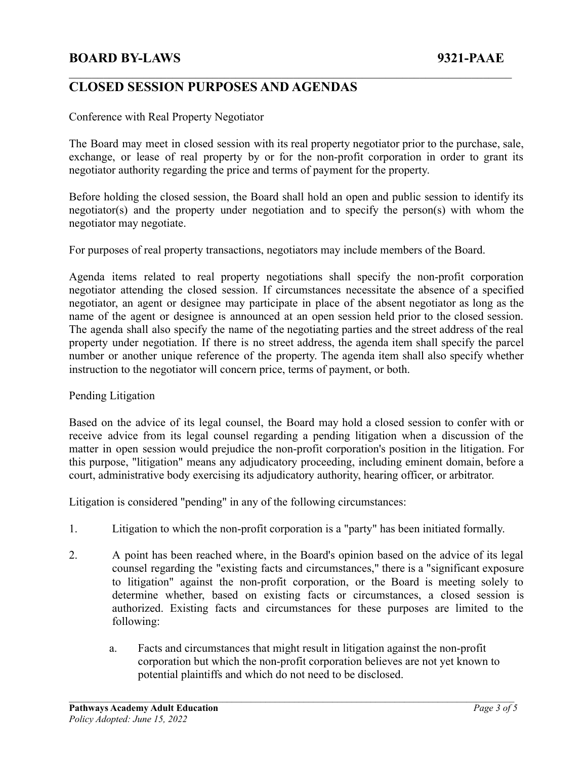# CLOSED SESSION PURPOSES AND AGENDAS

Conference with Real Property Negotiator

The Board may meet in closed session with its real property negotiator prior to the purchase, sale, exchange, or lease of real property by or for the non-profit corporation in order to grant its negotiator authority regarding the price and terms of payment for the property.

Before holding the closed session, the Board shall hold an open and public session to identify its negotiator(s) and the property under negotiation and to specify the person(s) with whom the negotiator may negotiate.

For purposes of real property transactions, negotiators may include members of the Board.

Agenda items related to real property negotiations shall specify the non-profit corporation negotiator attending the closed session. If circumstances necessitate the absence of a specified negotiator, an agent or designee may participate in place of the absent negotiator as long as the name of the agent or designee is announced at an open session held prior to the closed session. The agenda shall also specify the name of the negotiating parties and the street address of the real property under negotiation. If there is no street address, the agenda item shall specify the parcel number or another unique reference of the property. The agenda item shall also specify whether instruction to the negotiator will concern price, terms of payment, or both.

Pending Litigation

Based on the advice of its legal counsel, the Board may hold a closed session to confer with or receive advice from its legal counsel regarding a pending litigation when a discussion of the matter in open session would prejudice the non-profit corporation's position in the litigation. For this purpose, "litigation" means any adjudicatory proceeding, including eminent domain, before a court, administrative body exercising its adjudicatory authority, hearing officer, or arbitrator.

Litigation is considered "pending" in any of the following circumstances:

1. Litigation to which the non-profit corporation is a "party" has been initiated formally.

2. A point has been reached where, in the Board's opinion based on the advice of its legal counsel regarding the "existing facts and circumstances," there is a "significant exposure to litigation" against the non-profit corporation, or the Board is meeting solely to determine whether, based on existing facts or circumstances, a closed session is authorized. Existing facts and circumstances for these purposes are limited to the following:

    a. Facts and circumstances that might result in litigation against the non-profit corporation but which the non-profit corporation believes are not yet known to potential plaintiffs and which do not need to be disclosed.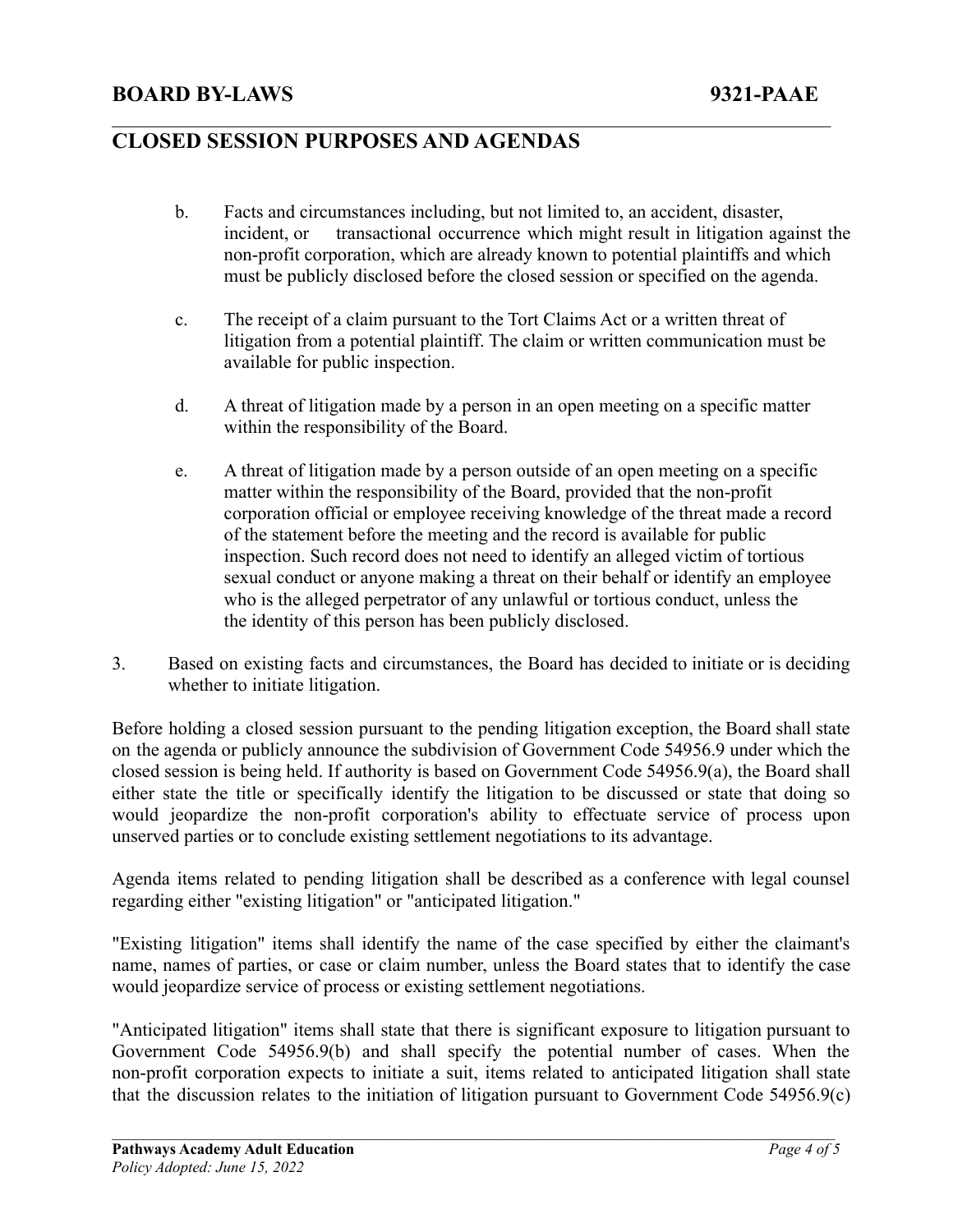b. Facts and circumstances including, but not limited to, an accident, disaster, incident, or transactional occurrence which might result in litigation against the non-profit corporation, which are already known to potential plaintiffs and which must be publicly disclosed before the closed session or specified on the agenda.

c. The receipt of a claim pursuant to the Tort Claims Act or a written threat of litigation from a potential plaintiff. The claim or written communication must be available for public inspection.

d. A threat of litigation made by a person in an open meeting on a specific matter within the responsibility of the Board.

e. A threat of litigation made by a person outside of an open meeting on a specific matter within the responsibility of the Board, provided that the non-profit corporation official or employee receiving knowledge of the threat made a record of the statement before the meeting and the record is available for public inspection. Such record does not need to identify an alleged victim of tortious sexual conduct or anyone making a threat on their behalf or identify an employee who is the alleged perpetrator of any unlawful or tortious conduct, unless the the identity of this person has been publicly disclosed.

3. Based on existing facts and circumstances, the Board has decided to initiate or is deciding whether to initiate litigation.

Before holding a closed session pursuant to the pending litigation exception, the Board shall state on the agenda or publicly announce the subdivision of Government Code 54956.9 under which the closed session is being held. If authority is based on Government Code 54956.9(a), the Board shall either state the title or specifically identify the litigation to be discussed or state that doing so would jeopardize the non-profit corporation's ability to effectuate service of process upon unserved parties or to conclude existing settlement negotiations to its advantage.

Agenda items related to pending litigation shall be described as a conference with legal counsel regarding either "existing litigation" or "anticipated litigation."

"Existing litigation" items shall identify the name of the case specified by either the claimant's name, names of parties, or case or claim number, unless the Board states that to identify the case would jeopardize service of process or existing settlement negotiations.

"Anticipated litigation" items shall state that there is significant exposure to litigation pursuant to Government Code 54956.9(b) and shall specify the potential number of cases. When the non-profit corporation expects to initiate a suit, items related to anticipated litigation shall state that the discussion relates to the initiation of litigation pursuant to Government Code 54956.9(c)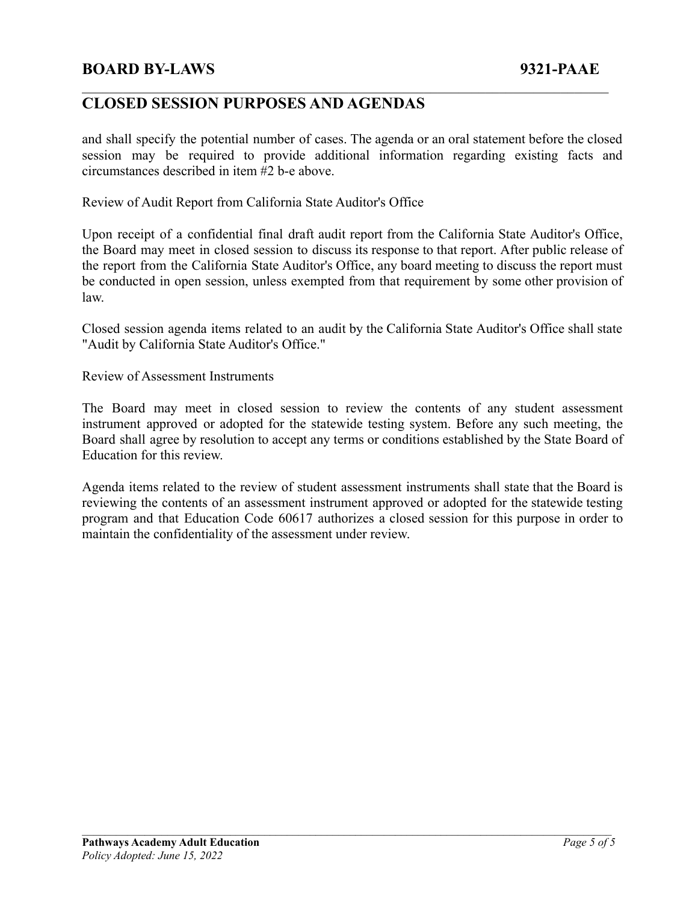and shall specify the potential number of cases. The agenda or an oral statement before the closed session may be required to provide additional information regarding existing facts and circumstances described in item #2 b-e above.

Review of Audit Report from California State Auditor's Office

Upon receipt of a confidential final draft audit report from the California State Auditor's Office, the Board may meet in closed session to discuss its response to that report. After public release of the report from the California State Auditor's Office, any board meeting to discuss the report must be conducted in open session, unless exempted from that requirement by some other provision of law.

Closed session agenda items related to an audit by the California State Auditor's Office shall state "Audit by California State Auditor's Office."

Review of Assessment Instruments

The Board may meet in closed session to review the contents of any student assessment instrument approved or adopted for the statewide testing system. Before any such meeting, the Board shall agree by resolution to accept any terms or conditions established by the State Board of Education for this review.

Agenda items related to the review of student assessment instruments shall state that the Board is reviewing the contents of an assessment instrument approved or adopted for the statewide testing program and that Education Code 60617 authorizes a closed session for this purpose in order to maintain the confidentiality of the assessment under review.